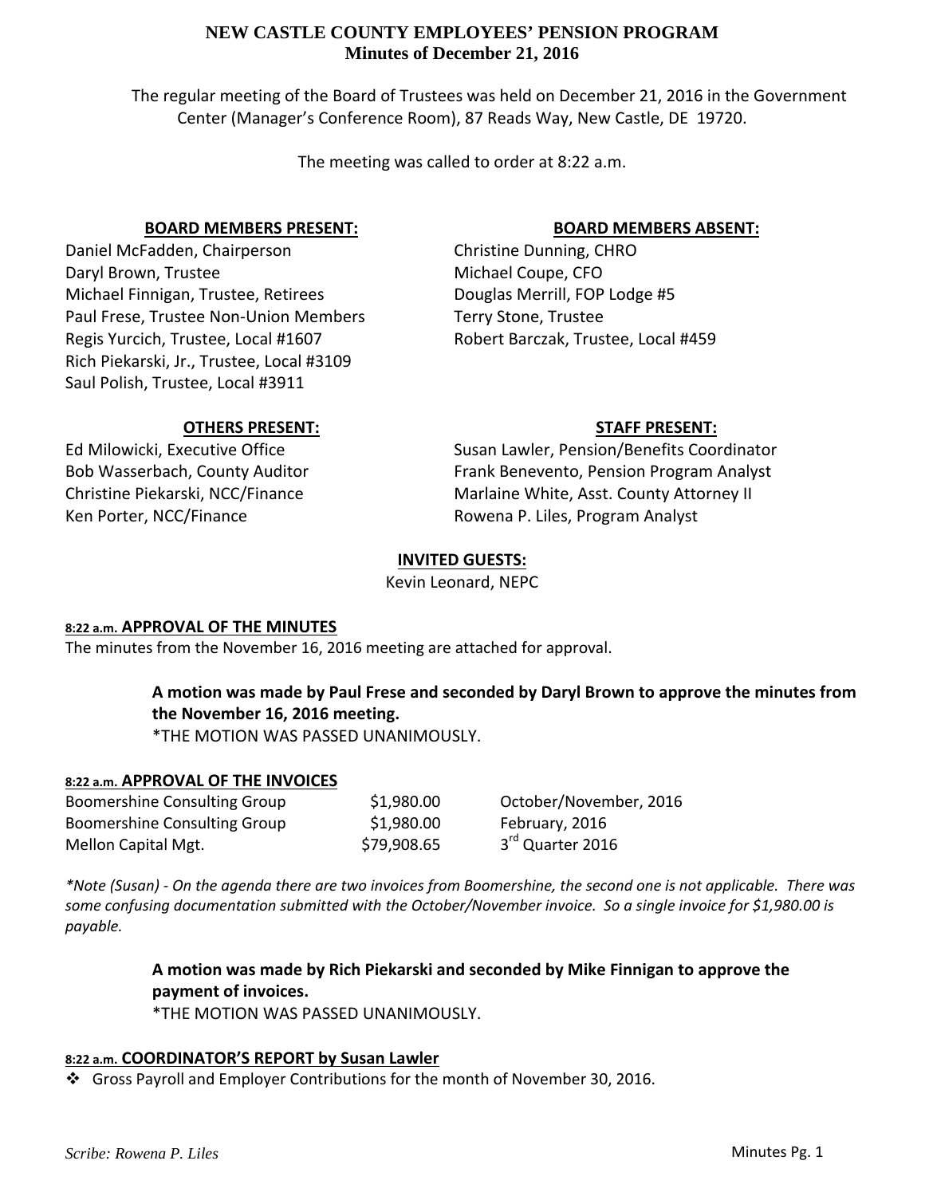# NEW CASTLE COUNTY EMPLOYEES' PENSION PROGRAM
## Minutes of December 21, 2016

The regular meeting of the Board of Trustees was held on December 21, 2016 in the Government Center (Manager's Conference Room), 87 Reads Way, New Castle, DE 19720.

The meeting was called to order at 8:22 a.m.

**BOARD MEMBERS PRESENT:**

Daniel McFadden, Chairperson
Daryl Brown, Trustee
Michael Finnigan, Trustee, Retirees
Paul Frese, Trustee Non-Union Members
Regis Yurcich, Trustee, Local #1607
Rich Piekarski, Jr., Trustee, Local #3109
Saul Polish, Trustee, Local #3911

**BOARD MEMBERS ABSENT:**

Christine Dunning, CHRO
Michael Coupe, CFO
Douglas Merrill, FOP Lodge #5
Terry Stone, Trustee
Robert Barczak, Trustee, Local #459

**OTHERS PRESENT:**

Ed Milowicki, Executive Office
Bob Wasserbach, County Auditor
Christine Piekarski, NCC/Finance
Ken Porter, NCC/Finance

**STAFF PRESENT:**

Susan Lawler, Pension/Benefits Coordinator
Frank Benevento, Pension Program Analyst
Marlaine White, Asst. County Attorney II
Rowena P. Liles, Program Analyst

**INVITED GUESTS:**

Kevin Leonard, NEPC

### 8:22 a.m. APPROVAL OF THE MINUTES

The minutes from the November 16, 2016 meeting are attached for approval.

> **A motion was made by Paul Frese and seconded by Daryl Brown to approve the minutes from the November 16, 2016 meeting.**
> *THE MOTION WAS PASSED UNANIMOUSLY.

### 8:22 a.m. APPROVAL OF THE INVOICES

| | | |
|---|---|---|
| Boomershine Consulting Group | $1,980.00 | October/November, 2016 |
| Boomershine Consulting Group | $1,980.00 | February, 2016 |
| Mellon Capital Mgt. | $79,908.65 | 3rd Quarter 2016 |

*\*Note (Susan) - On the agenda there are two invoices from Boomershine, the second one is not applicable. There was some confusing documentation submitted with the October/November invoice. So a single invoice for $1,980.00 is payable.*

> **A motion was made by Rich Piekarski and seconded by Mike Finnigan to approve the payment of invoices.**
> *THE MOTION WAS PASSED UNANIMOUSLY.

### 8:22 a.m. COORDINATOR'S REPORT by Susan Lawler

- Gross Payroll and Employer Contributions for the month of November 30, 2016.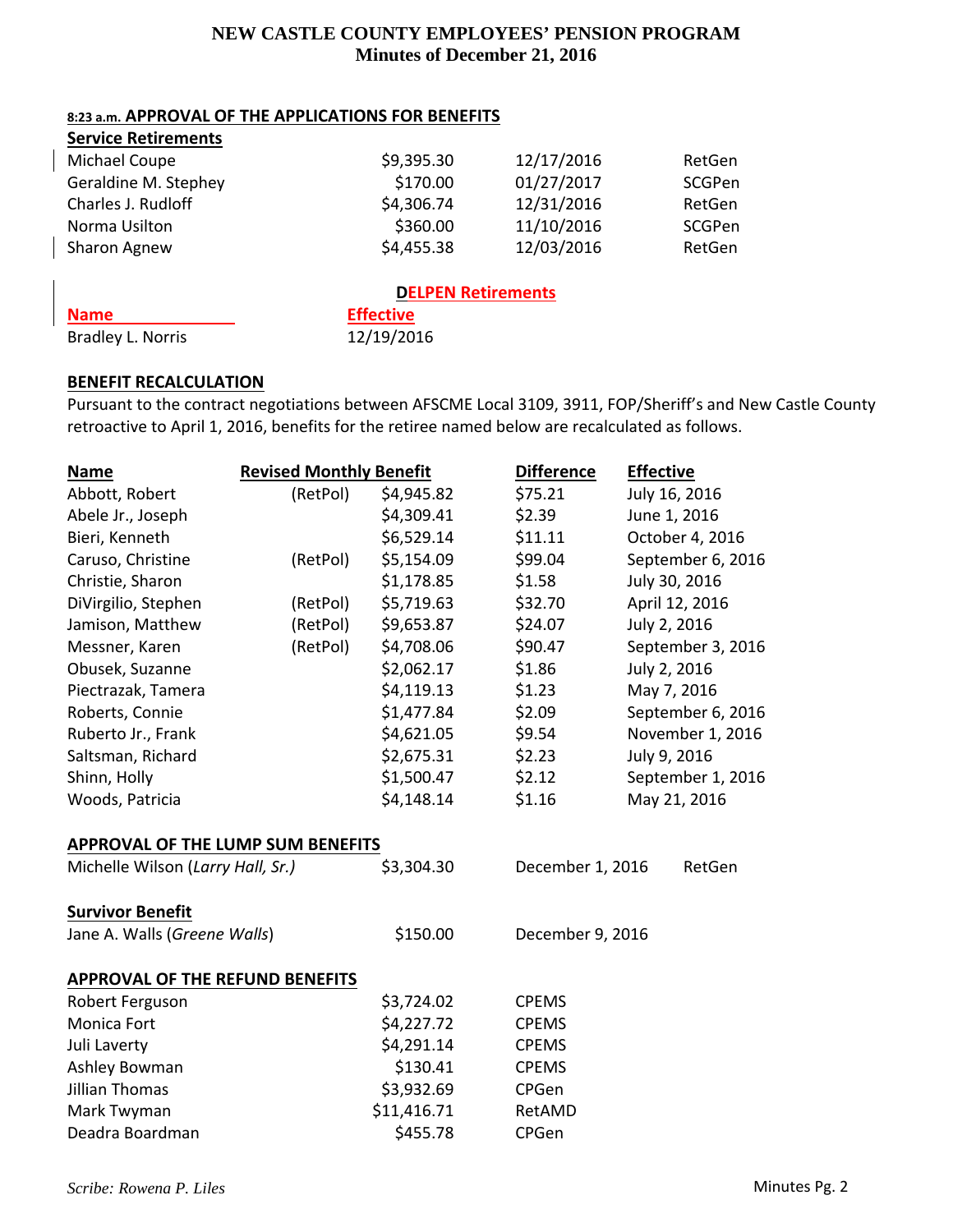# NEW CASTLE COUNTY EMPLOYEES' PENSION PROGRAM
## Minutes of December 21, 2016

**8:23 a.m. APPROVAL OF THE APPLICATIONS FOR BENEFITS**

**Service Retirements**

| | | | |
|---|---|---|---|
| Michael Coupe | $9,395.30 | 12/17/2016 | RetGen |
| Geraldine M. Stephey | $170.00 | 01/27/2017 | SCGPen |
| Charles J. Rudloff | $4,306.74 | 12/31/2016 | RetGen |
| Norma Usilton | $360.00 | 11/10/2016 | SCGPen |
| Sharon Agnew | $4,455.38 | 12/03/2016 | RetGen |

**DELPEN Retirements**

| Name | Effective |
|---|---|
| Bradley L. Norris | 12/19/2016 |

**BENEFIT RECALCULATION**

Pursuant to the contract negotiations between AFSCME Local 3109, 3911, FOP/Sheriff's and New Castle County retroactive to April 1, 2016, benefits for the retiree named below are recalculated as follows.

| Name | Revised Monthly Benefit | | Difference | Effective |
|---|---|---|---|---|
| Abbott, Robert | (RetPol) | $4,945.82 | $75.21 | July 16, 2016 |
| Abele Jr., Joseph | | $4,309.41 | $2.39 | June 1, 2016 |
| Bieri, Kenneth | | $6,529.14 | $11.11 | October 4, 2016 |
| Caruso, Christine | (RetPol) | $5,154.09 | $99.04 | September 6, 2016 |
| Christie, Sharon | | $1,178.85 | $1.58 | July 30, 2016 |
| DiVirgilio, Stephen | (RetPol) | $5,719.63 | $32.70 | April 12, 2016 |
| Jamison, Matthew | (RetPol) | $9,653.87 | $24.07 | July 2, 2016 |
| Messner, Karen | (RetPol) | $4,708.06 | $90.47 | September 3, 2016 |
| Obusek, Suzanne | | $2,062.17 | $1.86 | July 2, 2016 |
| Piectrazak, Tamera | | $4,119.13 | $1.23 | May 7, 2016 |
| Roberts, Connie | | $1,477.84 | $2.09 | September 6, 2016 |
| Ruberto Jr., Frank | | $4,621.05 | $9.54 | November 1, 2016 |
| Saltsman, Richard | | $2,675.31 | $2.23 | July 9, 2016 |
| Shinn, Holly | | $1,500.47 | $2.12 | September 1, 2016 |
| Woods, Patricia | | $4,148.14 | $1.16 | May 21, 2016 |

**APPROVAL OF THE LUMP SUM BENEFITS**

| | | | |
|---|---|---|---|
| Michelle Wilson (*Larry Hall, Sr.*) | $3,304.30 | December 1, 2016 | RetGen |

**Survivor Benefit**

| | | |
|---|---|---|
| Jane A. Walls (*Greene Walls*) | $150.00 | December 9, 2016 |

**APPROVAL OF THE REFUND BENEFITS**

| | | |
|---|---|---|
| Robert Ferguson | $3,724.02 | CPEMS |
| Monica Fort | $4,227.72 | CPEMS |
| Juli Laverty | $4,291.14 | CPEMS |
| Ashley Bowman | $130.41 | CPEMS |
| Jillian Thomas | $3,932.69 | CPGen |
| Mark Twyman | $11,416.71 | RetAMD |
| Deadra Boardman | $455.78 | CPGen |

*Scribe: Rowena P. Liles*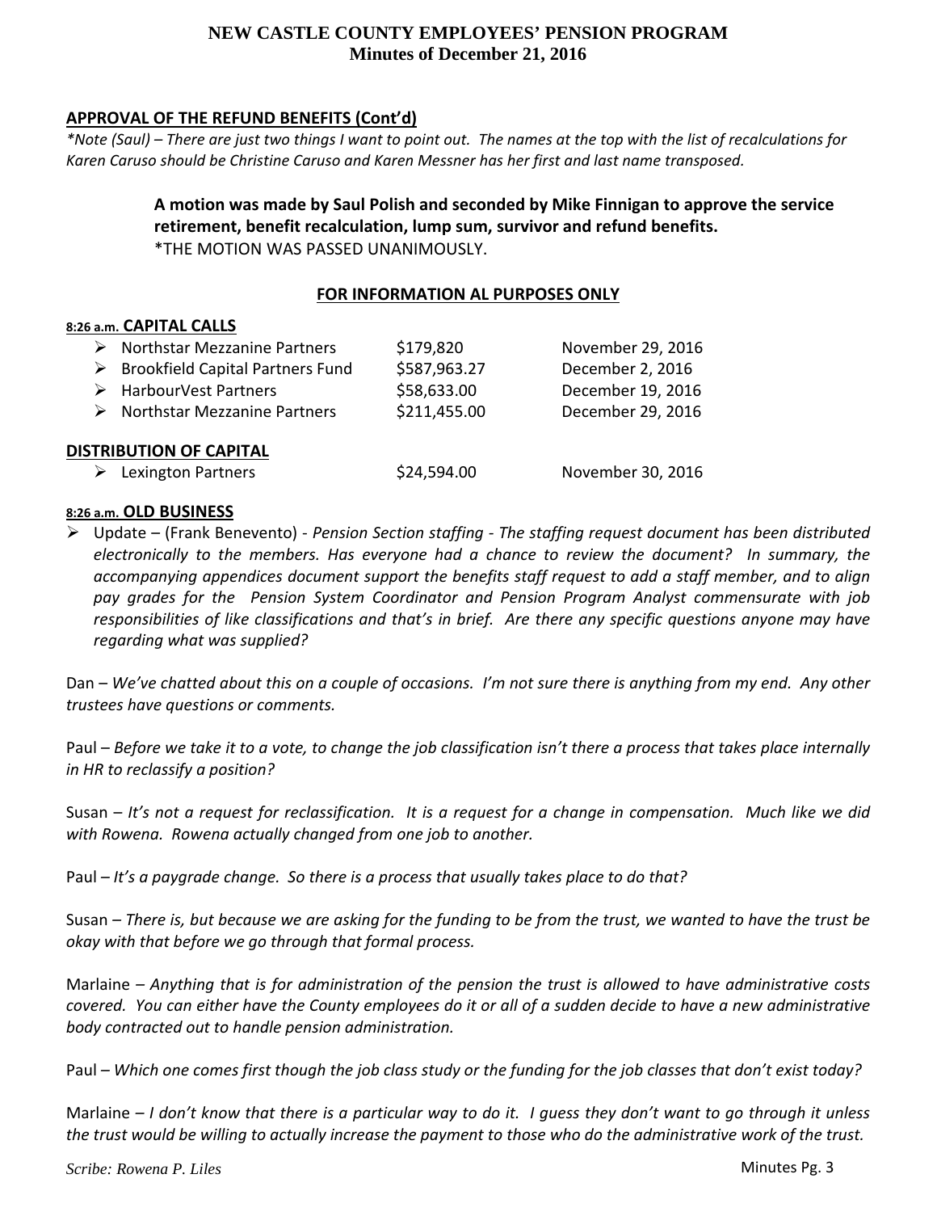## APPROVAL OF THE REFUND BENEFITS (Cont'd)

*\*Note (Saul) – There are just two things I want to point out. The names at the top with the list of recalculations for Karen Caruso should be Christine Caruso and Karen Messner has her first and last name transposed.*

> **A motion was made by Saul Polish and seconded by Mike Finnigan to approve the service retirement, benefit recalculation, lump sum, survivor and refund benefits.**
> \*THE MOTION WAS PASSED UNANIMOUSLY.

**FOR INFORMATION AL PURPOSES ONLY**

**8:26 a.m. CAPITAL CALLS**

| | | |
|---|---|---|
| Northstar Mezzanine Partners | $179,820 | November 29, 2016 |
| Brookfield Capital Partners Fund | $587,963.27 | December 2, 2016 |
| HarbourVest Partners | $58,633.00 | December 19, 2016 |
| Northstar Mezzanine Partners | $211,455.00 | December 29, 2016 |

**DISTRIBUTION OF CAPITAL**

| | | |
|---|---|---|
| Lexington Partners | $24,594.00 | November 30, 2016 |

**8:26 a.m. OLD BUSINESS**

- Update – (Frank Benevento) - *Pension Section staffing - The staffing request document has been distributed electronically to the members. Has everyone had a chance to review the document? In summary, the accompanying appendices document support the benefits staff request to add a staff member, and to align pay grades for the Pension System Coordinator and Pension Program Analyst commensurate with job responsibilities of like classifications and that's in brief. Are there any specific questions anyone may have regarding what was supplied?*

Dan – *We've chatted about this on a couple of occasions. I'm not sure there is anything from my end. Any other trustees have questions or comments.*

Paul – *Before we take it to a vote, to change the job classification isn't there a process that takes place internally in HR to reclassify a position?*

Susan – *It's not a request for reclassification. It is a request for a change in compensation. Much like we did with Rowena. Rowena actually changed from one job to another.*

Paul – *It's a paygrade change. So there is a process that usually takes place to do that?*

Susan – *There is, but because we are asking for the funding to be from the trust, we wanted to have the trust be okay with that before we go through that formal process.*

Marlaine – *Anything that is for administration of the pension the trust is allowed to have administrative costs covered. You can either have the County employees do it or all of a sudden decide to have a new administrative body contracted out to handle pension administration.*

Paul – *Which one comes first though the job class study or the funding for the job classes that don't exist today?*

Marlaine – *I don't know that there is a particular way to do it. I guess they don't want to go through it unless the trust would be willing to actually increase the payment to those who do the administrative work of the trust.*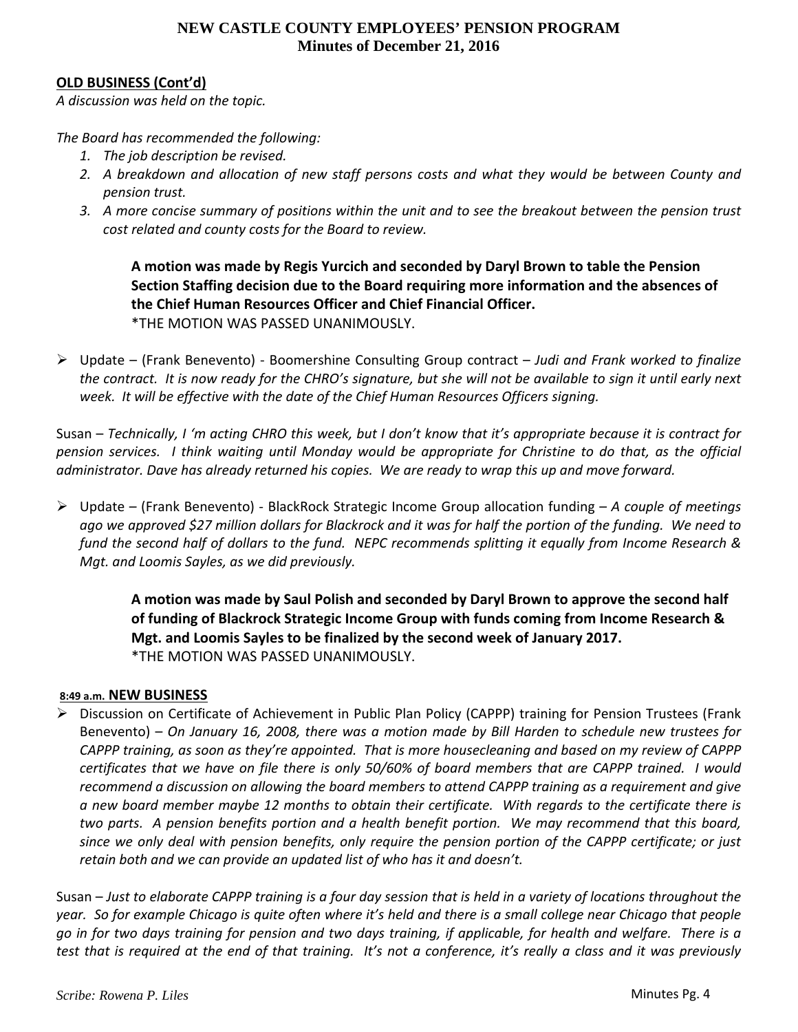**OLD BUSINESS (Cont'd)**

*A discussion was held on the topic.*

*The Board has recommended the following:*

1. *The job description be revised.*
2. *A breakdown and allocation of new staff persons costs and what they would be between County and pension trust.*
3. *A more concise summary of positions within the unit and to see the breakout between the pension trust cost related and county costs for the Board to review.*

> **A motion was made by Regis Yurcich and seconded by Daryl Brown to table the Pension Section Staffing decision due to the Board requiring more information and the absences of the Chief Human Resources Officer and Chief Financial Officer.**
> *THE MOTION WAS PASSED UNANIMOUSLY.

- Update – (Frank Benevento) - Boomershine Consulting Group contract – *Judi and Frank worked to finalize the contract. It is now ready for the CHRO's signature, but she will not be available to sign it until early next week. It will be effective with the date of the Chief Human Resources Officers signing.*

Susan – *Technically, I 'm acting CHRO this week, but I don't know that it's appropriate because it is contract for pension services. I think waiting until Monday would be appropriate for Christine to do that, as the official administrator. Dave has already returned his copies. We are ready to wrap this up and move forward.*

- Update – (Frank Benevento) - BlackRock Strategic Income Group allocation funding – *A couple of meetings ago we approved $27 million dollars for Blackrock and it was for half the portion of the funding. We need to fund the second half of dollars to the fund. NEPC recommends splitting it equally from Income Research & Mgt. and Loomis Sayles, as we did previously.*

> **A motion was made by Saul Polish and seconded by Daryl Brown to approve the second half of funding of Blackrock Strategic Income Group with funds coming from Income Research & Mgt. and Loomis Sayles to be finalized by the second week of January 2017.**
> *THE MOTION WAS PASSED UNANIMOUSLY.

8:49 a.m. **NEW BUSINESS**

- Discussion on Certificate of Achievement in Public Plan Policy (CAPPP) training for Pension Trustees (Frank Benevento) – *On January 16, 2008, there was a motion made by Bill Harden to schedule new trustees for CAPPP training, as soon as they're appointed. That is more housecleaning and based on my review of CAPPP certificates that we have on file there is only 50/60% of board members that are CAPPP trained. I would recommend a discussion on allowing the board members to attend CAPPP training as a requirement and give a new board member maybe 12 months to obtain their certificate. With regards to the certificate there is two parts. A pension benefits portion and a health benefit portion. We may recommend that this board, since we only deal with pension benefits, only require the pension portion of the CAPPP certificate; or just retain both and we can provide an updated list of who has it and doesn't.*

Susan – *Just to elaborate CAPPP training is a four day session that is held in a variety of locations throughout the year. So for example Chicago is quite often where it's held and there is a small college near Chicago that people go in for two days training for pension and two days training, if applicable, for health and welfare. There is a test that is required at the end of that training. It's not a conference, it's really a class and it was previously*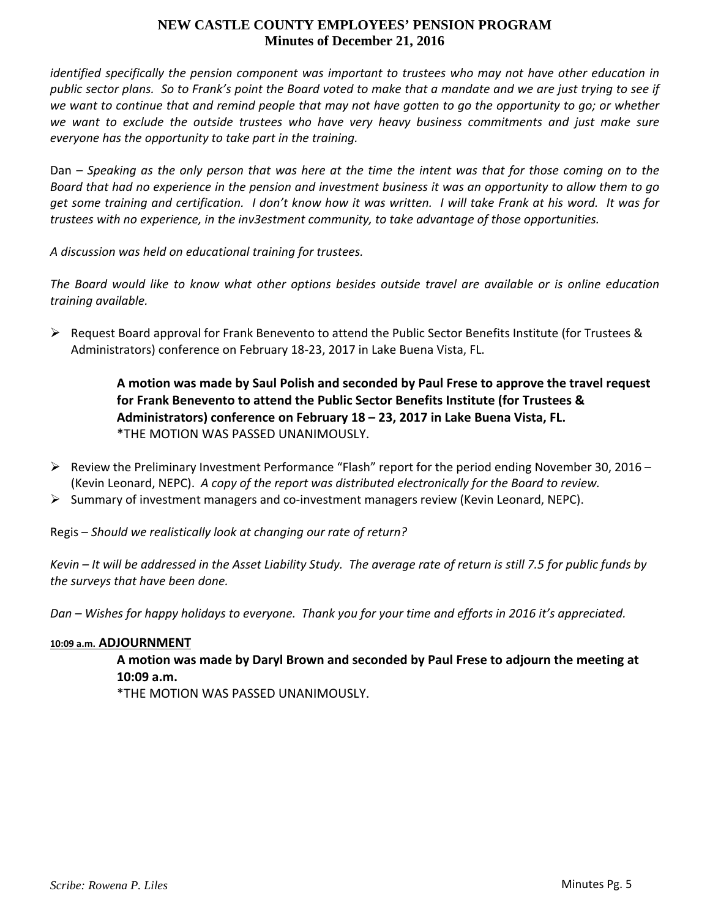*identified specifically the pension component was important to trustees who may not have other education in public sector plans. So to Frank's point the Board voted to make that a mandate and we are just trying to see if we want to continue that and remind people that may not have gotten to go the opportunity to go; or whether we want to exclude the outside trustees who have very heavy business commitments and just make sure everyone has the opportunity to take part in the training.*

Dan – *Speaking as the only person that was here at the time the intent was that for those coming on to the Board that had no experience in the pension and investment business it was an opportunity to allow them to go get some training and certification. I don't know how it was written. I will take Frank at his word. It was for trustees with no experience, in the inv3estment community, to take advantage of those opportunities.*

*A discussion was held on educational training for trustees.*

*The Board would like to know what other options besides outside travel are available or is online education training available.*

- Request Board approval for Frank Benevento to attend the Public Sector Benefits Institute (for Trustees & Administrators) conference on February 18-23, 2017 in Lake Buena Vista, FL.

> **A motion was made by Saul Polish and seconded by Paul Frese to approve the travel request for Frank Benevento to attend the Public Sector Benefits Institute (for Trustees & Administrators) conference on February 18 – 23, 2017 in Lake Buena Vista, FL.**
> *THE MOTION WAS PASSED UNANIMOUSLY.

- Review the Preliminary Investment Performance "Flash" report for the period ending November 30, 2016 – (Kevin Leonard, NEPC). *A copy of the report was distributed electronically for the Board to review.*
- Summary of investment managers and co-investment managers review (Kevin Leonard, NEPC).

Regis – *Should we realistically look at changing our rate of return?*

*Kevin – It will be addressed in the Asset Liability Study. The average rate of return is still 7.5 for public funds by the surveys that have been done.*

*Dan – Wishes for happy holidays to everyone. Thank you for your time and efforts in 2016 it's appreciated.*

## 10:09 a.m. ADJOURNMENT

> **A motion was made by Daryl Brown and seconded by Paul Frese to adjourn the meeting at 10:09 a.m.**
> *THE MOTION WAS PASSED UNANIMOUSLY.

*Scribe: Rowena P. Liles*